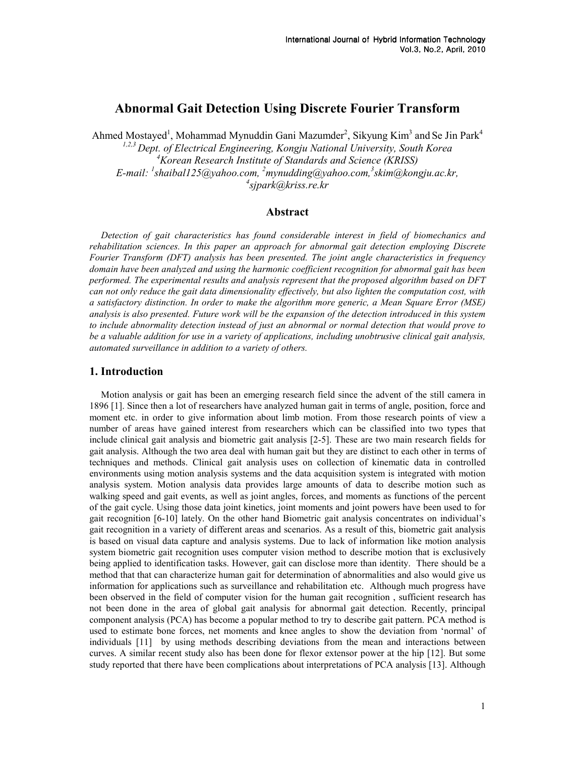# Abnormal Gait Detection Using Discrete Fourier Transform

Ahmed Mostayed[1], Mohammad Mynuddin Gani Mazumder[2], Sikyung Kim[3] and Se Jin Park[4]

[1,2,3] *Dept. of Electrical Engineering, Kongju National University, South Korea*
[4] *Korean Research Institute of Standards and Science (KRISS)*
*E-mail: [1]shaibal125@yahoo.com, [2]mynudding@yahoo.com, [3]skim@kongju.ac.kr, [4]sjpark@kriss.re.kr*

## Abstract

*Detection of gait characteristics has found considerable interest in field of biomechanics and rehabilitation sciences. In this paper an approach for abnormal gait detection employing Discrete Fourier Transform (DFT) analysis has been presented. The joint angle characteristics in frequency domain have been analyzed and using the harmonic coefficient recognition for abnormal gait has been performed. The experimental results and analysis represent that the proposed algorithm based on DFT can not only reduce the gait data dimensionality effectively, but also lighten the computation cost, with a satisfactory distinction. In order to make the algorithm more generic, a Mean Square Error (MSE) analysis is also presented. Future work will be the expansion of the detection introduced in this system to include abnormality detection instead of just an abnormal or normal detection that would prove to be a valuable addition for use in a variety of applications, including unobtrusive clinical gait analysis, automated surveillance in addition to a variety of others.*

## 1. Introduction

Motion analysis or gait has been an emerging research field since the advent of the still camera in 1896 [1]. Since then a lot of researchers have analyzed human gait in terms of angle, position, force and moment etc. in order to give information about limb motion. From those research points of view a number of areas have gained interest from researchers which can be classified into two types that include clinical gait analysis and biometric gait analysis [2-5]. These are two main research fields for gait analysis. Although the two area deal with human gait but they are distinct to each other in terms of techniques and methods. Clinical gait analysis uses on collection of kinematic data in controlled environments using motion analysis systems and the data acquisition system is integrated with motion analysis system. Motion analysis data provides large amounts of data to describe motion such as walking speed and gait events, as well as joint angles, forces, and moments as functions of the percent of the gait cycle. Using those data joint kinetics, joint moments and joint powers have been used to for gait recognition [6-10] lately. On the other hand Biometric gait analysis concentrates on individual's gait recognition in a variety of different areas and scenarios. As a result of this, biometric gait analysis is based on visual data capture and analysis systems. Due to lack of information like motion analysis system biometric gait recognition uses computer vision method to describe motion that is exclusively being applied to identification tasks. However, gait can disclose more than identity. There should be a method that that can characterize human gait for determination of abnormalities and also would give us information for applications such as surveillance and rehabilitation etc. Although much progress have been observed in the field of computer vision for the human gait recognition , sufficient research has not been done in the area of global gait analysis for abnormal gait detection. Recently, principal component analysis (PCA) has become a popular method to try to describe gait pattern. PCA method is used to estimate bone forces, net moments and knee angles to show the deviation from 'normal' of individuals [11] by using methods describing deviations from the mean and interactions between curves. A similar recent study also has been done for flexor extensor power at the hip [12]. But some study reported that there have been complications about interpretations of PCA analysis [13]. Although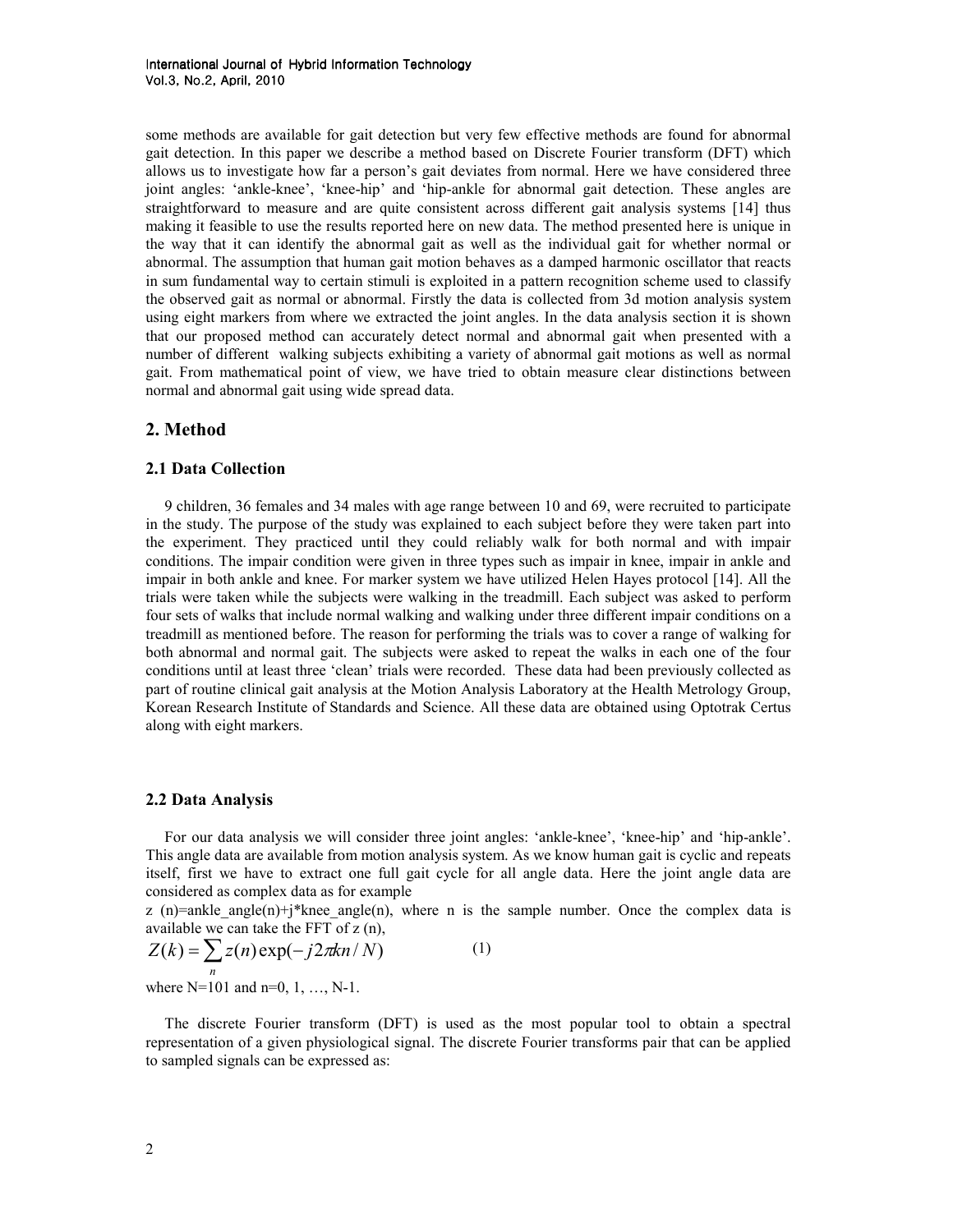some methods are available for gait detection but very few effective methods are found for abnormal gait detection. In this paper we describe a method based on Discrete Fourier transform (DFT) which allows us to investigate how far a person's gait deviates from normal. Here we have considered three joint angles: 'ankle-knee', 'knee-hip' and 'hip-ankle for abnormal gait detection. These angles are straightforward to measure and are quite consistent across different gait analysis systems [14] thus making it feasible to use the results reported here on new data. The method presented here is unique in the way that it can identify the abnormal gait as well as the individual gait for whether normal or abnormal. The assumption that human gait motion behaves as a damped harmonic oscillator that reacts in sum fundamental way to certain stimuli is exploited in a pattern recognition scheme used to classify the observed gait as normal or abnormal. Firstly the data is collected from 3d motion analysis system using eight markers from where we extracted the joint angles. In the data analysis section it is shown that our proposed method can accurately detect normal and abnormal gait when presented with a number of different walking subjects exhibiting a variety of abnormal gait motions as well as normal gait. From mathematical point of view, we have tried to obtain measure clear distinctions between normal and abnormal gait using wide spread data.

## 2. Method

### 2.1 Data Collection

9 children, 36 females and 34 males with age range between 10 and 69, were recruited to participate in the study. The purpose of the study was explained to each subject before they were taken part into the experiment. They practiced until they could reliably walk for both normal and with impair conditions. The impair condition were given in three types such as impair in knee, impair in ankle and impair in both ankle and knee. For marker system we have utilized Helen Hayes protocol [14]. All the trials were taken while the subjects were walking in the treadmill. Each subject was asked to perform four sets of walks that include normal walking and walking under three different impair conditions on a treadmill as mentioned before. The reason for performing the trials was to cover a range of walking for both abnormal and normal gait. The subjects were asked to repeat the walks in each one of the four conditions until at least three 'clean' trials were recorded. These data had been previously collected as part of routine clinical gait analysis at the Motion Analysis Laboratory at the Health Metrology Group, Korean Research Institute of Standards and Science. All these data are obtained using Optotrak Certus along with eight markers.

### 2.2 Data Analysis

For our data analysis we will consider three joint angles: 'ankle-knee', 'knee-hip' and 'hip-ankle'. This angle data are available from motion analysis system. As we know human gait is cyclic and repeats itself, first we have to extract one full gait cycle for all angle data. Here the joint angle data are considered as complex data as for example

z (n)=ankle_angle(n)+j*knee_angle(n), where n is the sample number. Once the complex data is available we can take the FFT of z (n),

$$Z(k) = \sum_{n} z(n) \exp(-j2\pi kn / N) \qquad (1)$$

where N=101 and n=0, 1, …, N-1.

The discrete Fourier transform (DFT) is used as the most popular tool to obtain a spectral representation of a given physiological signal. The discrete Fourier transforms pair that can be applied to sampled signals can be expressed as: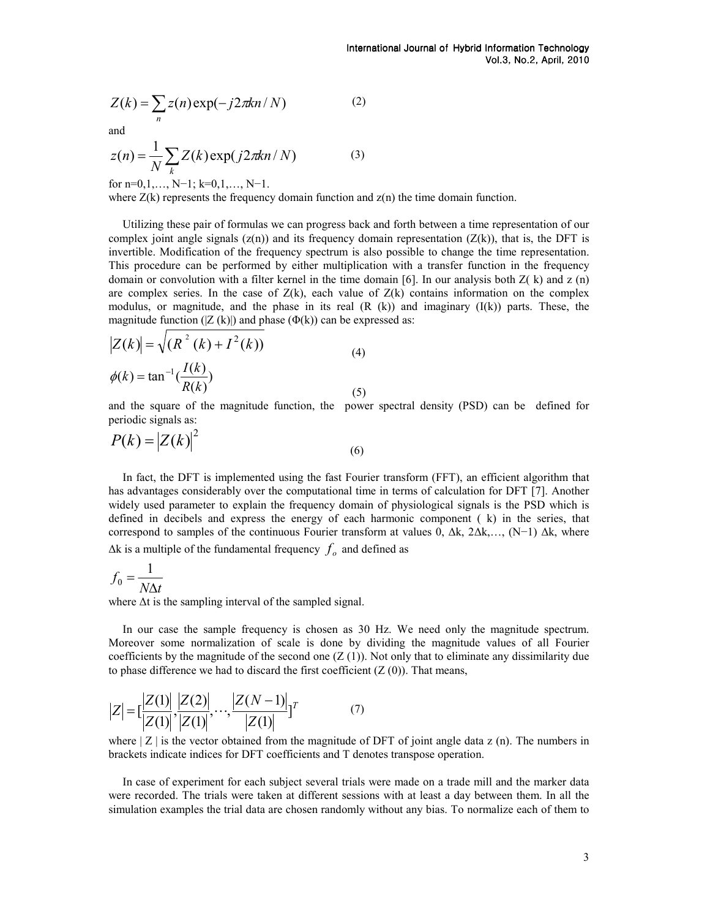$$Z(k) = \sum_{n} z(n) \exp(-j2\pi kn/N) \tag{2}$$

and

$$z(n) = \frac{1}{N} \sum_{k} Z(k) \exp(j2\pi kn/N) \tag{3}$$

for n=0,1,…, N−1; k=0,1,…, N−1.

where Z(k) represents the frequency domain function and z(n) the time domain function.

Utilizing these pair of formulas we can progress back and forth between a time representation of our complex joint angle signals (z(n)) and its frequency domain representation (Z(k)), that is, the DFT is invertible. Modification of the frequency spectrum is also possible to change the time representation. This procedure can be performed by either multiplication with a transfer function in the frequency domain or convolution with a filter kernel in the time domain [6]. In our analysis both Z( k) and z (n) are complex series. In the case of Z(k), each value of Z(k) contains information on the complex modulus, or magnitude, and the phase in its real (R (k)) and imaginary (I(k)) parts. These, the magnitude function (|Z (k)|) and phase (Φ(k)) can be expressed as:

$$|Z(k)| = \sqrt{(R^2(k) + I^2(k))} \tag{4}$$

$$\phi(k) = \tan^{-1}\left(\frac{I(k)}{R(k)}\right) \tag{5}$$

and the square of the magnitude function, the power spectral density (PSD) can be defined for periodic signals as:

$$P(k) = |Z(k)|^2 \tag{6}$$

In fact, the DFT is implemented using the fast Fourier transform (FFT), an efficient algorithm that has advantages considerably over the computational time in terms of calculation for DFT [7]. Another widely used parameter to explain the frequency domain of physiological signals is the PSD which is defined in decibels and express the energy of each harmonic component ( k) in the series, that correspond to samples of the continuous Fourier transform at values 0, Δk, 2Δk,…, (N−1) Δk, where Δk is a multiple of the fundamental frequency $f_o$ and defined as

$$f_0 = \frac{1}{N\Delta t}$$

where Δt is the sampling interval of the sampled signal.

In our case the sample frequency is chosen as 30 Hz. We need only the magnitude spectrum. Moreover some normalization of scale is done by dividing the magnitude values of all Fourier coefficients by the magnitude of the second one (Z (1)). Not only that to eliminate any dissimilarity due to phase difference we had to discard the first coefficient (Z (0)). That means,

$$|Z| = \left[\frac{|Z(1)|}{|Z(1)|}, \frac{|Z(2)|}{|Z(1)|}, \cdots, \frac{|Z(N-1)|}{|Z(1)|}\right]^T \tag{7}$$

where | Z | is the vector obtained from the magnitude of DFT of joint angle data z (n). The numbers in brackets indicate indices for DFT coefficients and T denotes transpose operation.

In case of experiment for each subject several trials were made on a trade mill and the marker data were recorded. The trials were taken at different sessions with at least a day between them. In all the simulation examples the trial data are chosen randomly without any bias. To normalize each of them to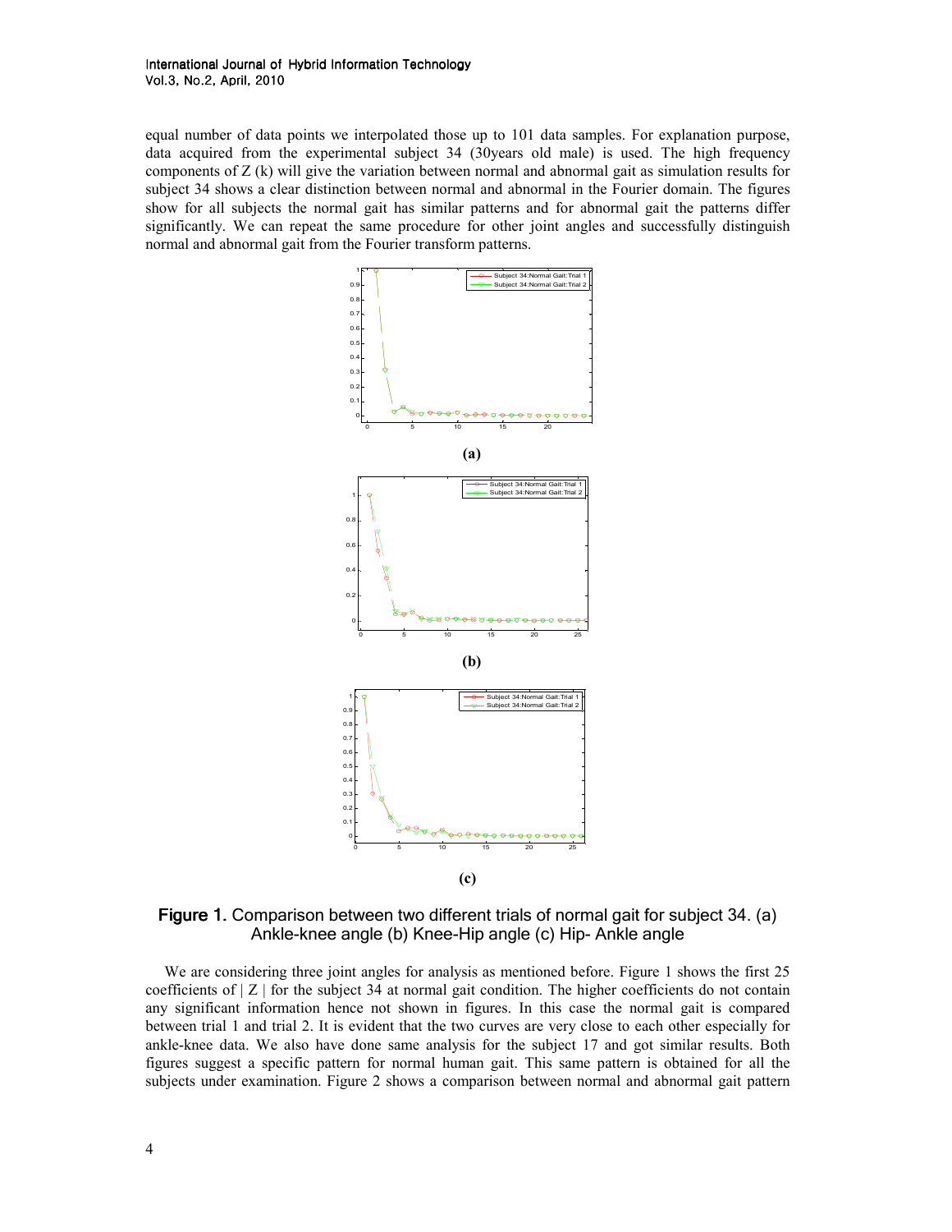equal number of data points we interpolated those up to 101 data samples. For explanation purpose, data acquired from the experimental subject 34 (30years old male) is used. The high frequency components of Z (k) will give the variation between normal and abnormal gait as simulation results for subject 34 shows a clear distinction between normal and abnormal in the Fourier domain. The figures show for all subjects the normal gait has similar patterns and for abnormal gait the patterns differ significantly. We can repeat the same procedure for other joint angles and successfully distinguish normal and abnormal gait from the Fourier transform patterns.

**(a)**

**(b)**

**(c)**

**Figure 1.** Comparison between two different trials of normal gait for subject 34. (a) Ankle-knee angle (b) Knee-Hip angle (c) Hip- Ankle angle

We are considering three joint angles for analysis as mentioned before. Figure 1 shows the first 25 coefficients of | Z | for the subject 34 at normal gait condition. The higher coefficients do not contain any significant information hence not shown in figures. In this case the normal gait is compared between trial 1 and trial 2. It is evident that the two curves are very close to each other especially for ankle-knee data. We also have done same analysis for the subject 17 and got similar results. Both figures suggest a specific pattern for normal human gait. This same pattern is obtained for all the subjects under examination. Figure 2 shows a comparison between normal and abnormal gait pattern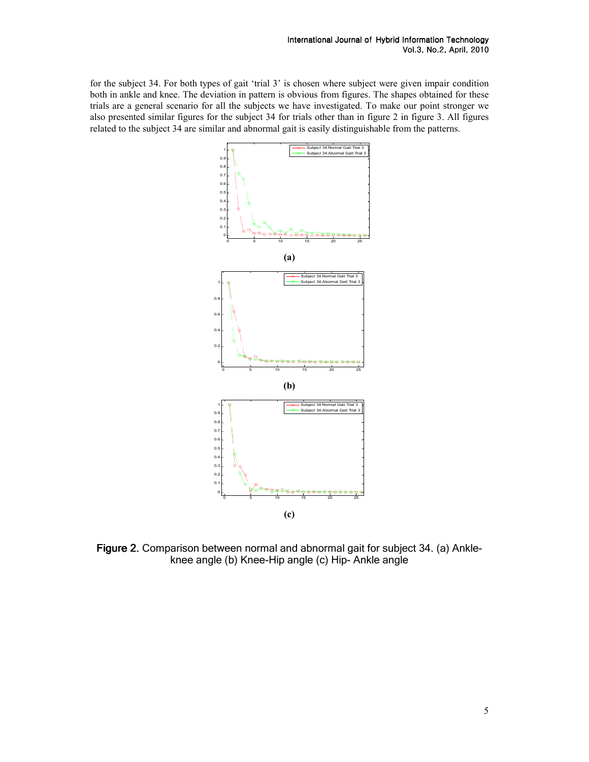for the subject 34. For both types of gait 'trial 3' is chosen where subject were given impair condition both in ankle and knee. The deviation in pattern is obvious from figures. The shapes obtained for these trials are a general scenario for all the subjects we have investigated. To make our point stronger we also presented similar figures for the subject 34 for trials other than in figure 2 in figure 3. All figures related to the subject 34 are similar and abnormal gait is easily distinguishable from the patterns.

**(a)**

**(b)**

**(c)**

**Figure 2.** Comparison between normal and abnormal gait for subject 34. (a) Ankle-knee angle (b) Knee-Hip angle (c) Hip- Ankle angle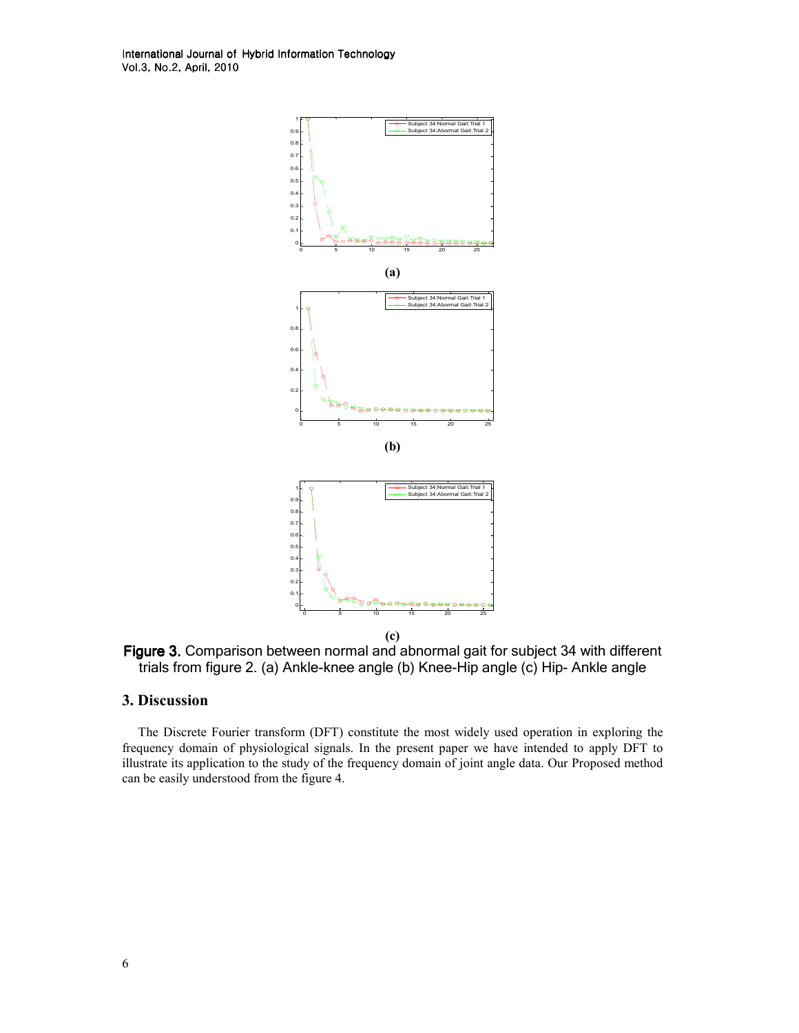(a)

(b)

(c)

**Figure 3.** Comparison between normal and abnormal gait for subject 34 with different trials from figure 2. (a) Ankle-knee angle (b) Knee-Hip angle (c) Hip- Ankle angle

## 3. Discussion

The Discrete Fourier transform (DFT) constitute the most widely used operation in exploring the frequency domain of physiological signals. In the present paper we have intended to apply DFT to illustrate its application to the study of the frequency domain of joint angle data. Our Proposed method can be easily understood from the figure 4.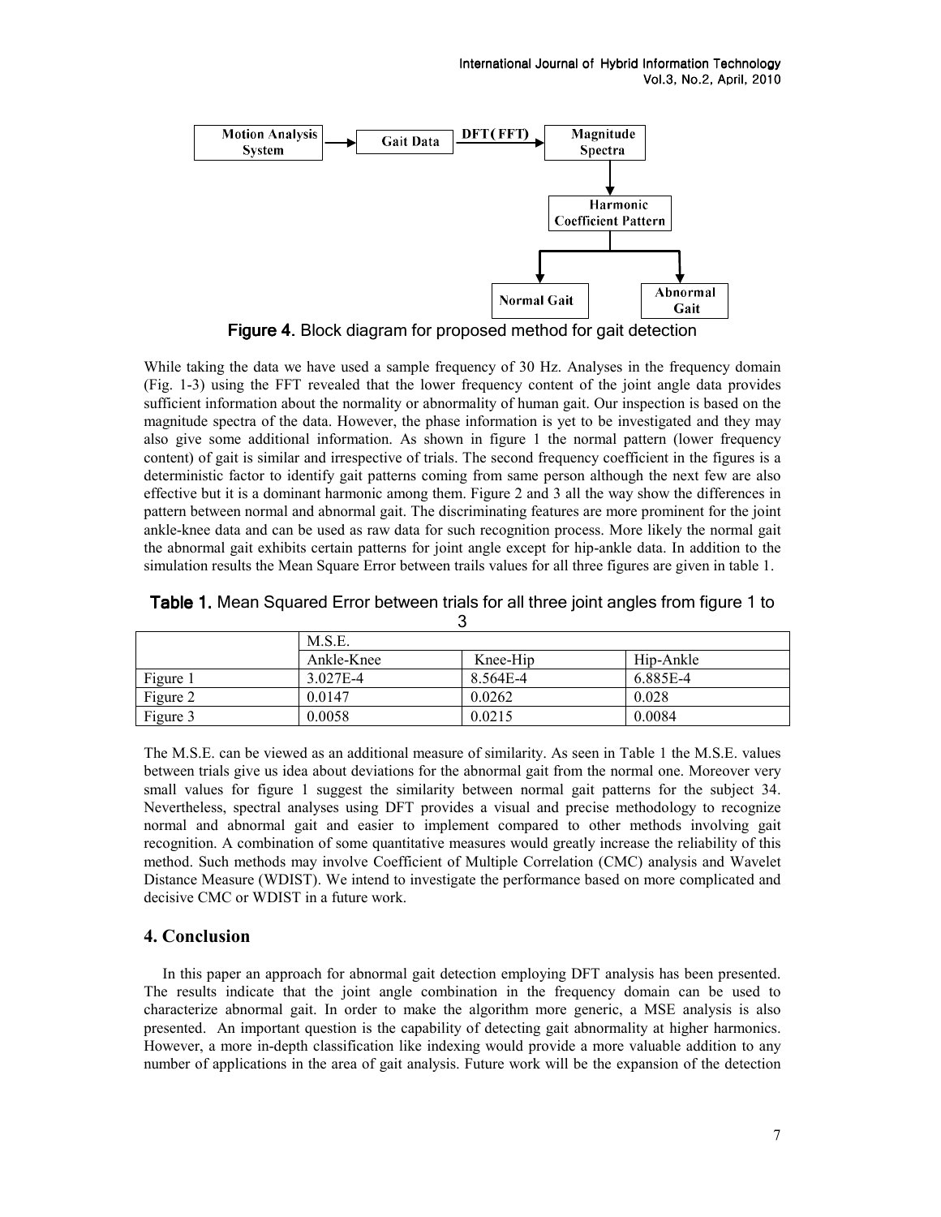Figure 4. Block diagram for proposed method for gait detection

While taking the data we have used a sample frequency of 30 Hz. Analyses in the frequency domain (Fig. 1-3) using the FFT revealed that the lower frequency content of the joint angle data provides sufficient information about the normality or abnormality of human gait. Our inspection is based on the magnitude spectra of the data. However, the phase information is yet to be investigated and they may also give some additional information. As shown in figure 1 the normal pattern (lower frequency content) of gait is similar and irrespective of trials. The second frequency coefficient in the figures is a deterministic factor to identify gait patterns coming from same person although the next few are also effective but it is a dominant harmonic among them. Figure 2 and 3 all the way show the differences in pattern between normal and abnormal gait. The discriminating features are more prominent for the joint ankle-knee data and can be used as raw data for such recognition process. More likely the normal gait the abnormal gait exhibits certain patterns for joint angle except for hip-ankle data. In addition to the simulation results the Mean Square Error between trails values for all three figures are given in table 1.

**Table 1.** Mean Squared Error between trials for all three joint angles from figure 1 to 3

| | M.S.E. | | |
|---|---|---|---|
| | Ankle-Knee | Knee-Hip | Hip-Ankle |
| Figure 1 | 3.027E-4 | 8.564E-4 | 6.885E-4 |
| Figure 2 | 0.0147 | 0.0262 | 0.028 |
| Figure 3 | 0.0058 | 0.0215 | 0.0084 |

The M.S.E. can be viewed as an additional measure of similarity. As seen in Table 1 the M.S.E. values between trials give us idea about deviations for the abnormal gait from the normal one. Moreover very small values for figure 1 suggest the similarity between normal gait patterns for the subject 34. Nevertheless, spectral analyses using DFT provides a visual and precise methodology to recognize normal and abnormal gait and easier to implement compared to other methods involving gait recognition. A combination of some quantitative measures would greatly increase the reliability of this method. Such methods may involve Coefficient of Multiple Correlation (CMC) analysis and Wavelet Distance Measure (WDIST). We intend to investigate the performance based on more complicated and decisive CMC or WDIST in a future work.

## 4. Conclusion

In this paper an approach for abnormal gait detection employing DFT analysis has been presented. The results indicate that the joint angle combination in the frequency domain can be used to characterize abnormal gait. In order to make the algorithm more generic, a MSE analysis is also presented. An important question is the capability of detecting gait abnormality at higher harmonics. However, a more in-depth classification like indexing would provide a more valuable addition to any number of applications in the area of gait analysis. Future work will be the expansion of the detection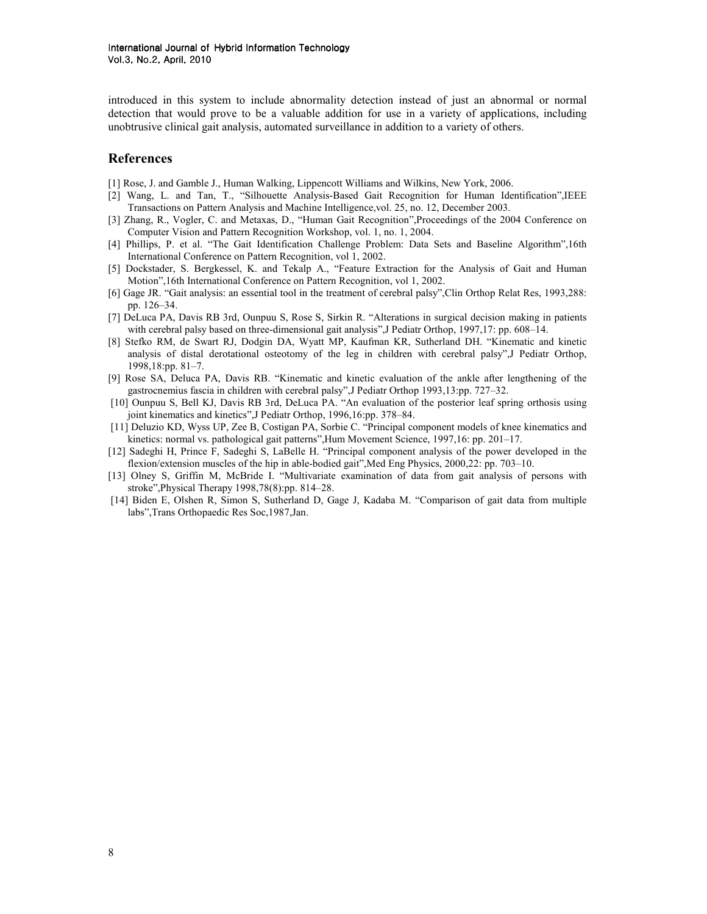introduced in this system to include abnormality detection instead of just an abnormal or normal detection that would prove to be a valuable addition for use in a variety of applications, including unobtrusive clinical gait analysis, automated surveillance in addition to a variety of others.

## References

[1] Rose, J. and Gamble J., Human Walking, Lippencott Williams and Wilkins, New York, 2006.

[2] Wang, L. and Tan, T., "Silhouette Analysis-Based Gait Recognition for Human Identification",IEEE Transactions on Pattern Analysis and Machine Intelligence,vol. 25, no. 12, December 2003.

[3] Zhang, R., Vogler, C. and Metaxas, D., "Human Gait Recognition",Proceedings of the 2004 Conference on Computer Vision and Pattern Recognition Workshop, vol. 1, no. 1, 2004.

[4] Phillips, P. et al. "The Gait Identification Challenge Problem: Data Sets and Baseline Algorithm",16th International Conference on Pattern Recognition, vol 1, 2002.

[5] Dockstader, S. Bergkessel, K. and Tekalp A., "Feature Extraction for the Analysis of Gait and Human Motion",16th International Conference on Pattern Recognition, vol 1, 2002.

[6] Gage JR. "Gait analysis: an essential tool in the treatment of cerebral palsy",Clin Orthop Relat Res, 1993,288: pp. 126–34.

[7] DeLuca PA, Davis RB 3rd, Ounpuu S, Rose S, Sirkin R. "Alterations in surgical decision making in patients with cerebral palsy based on three-dimensional gait analysis",J Pediatr Orthop, 1997,17: pp. 608–14.

[8] Stefko RM, de Swart RJ, Dodgin DA, Wyatt MP, Kaufman KR, Sutherland DH. "Kinematic and kinetic analysis of distal derotational osteotomy of the leg in children with cerebral palsy",J Pediatr Orthop, 1998,18:pp. 81–7.

[9] Rose SA, Deluca PA, Davis RB. "Kinematic and kinetic evaluation of the ankle after lengthening of the gastrocnemius fascia in children with cerebral palsy",J Pediatr Orthop 1993,13:pp. 727–32.

[10] Ounpuu S, Bell KJ, Davis RB 3rd, DeLuca PA. "An evaluation of the posterior leaf spring orthosis using joint kinematics and kinetics",J Pediatr Orthop, 1996,16:pp. 378–84.

[11] Deluzio KD, Wyss UP, Zee B, Costigan PA, Sorbie C. "Principal component models of knee kinematics and kinetics: normal vs. pathological gait patterns",Hum Movement Science, 1997,16: pp. 201–17.

[12] Sadeghi H, Prince F, Sadeghi S, LaBelle H. "Principal component analysis of the power developed in the flexion/extension muscles of the hip in able-bodied gait",Med Eng Physics, 2000,22: pp. 703–10.

[13] Olney S, Griffin M, McBride I. "Multivariate examination of data from gait analysis of persons with stroke",Physical Therapy 1998,78(8):pp. 814–28.

[14] Biden E, Olshen R, Simon S, Sutherland D, Gage J, Kadaba M. "Comparison of gait data from multiple labs",Trans Orthopaedic Res Soc,1987,Jan.